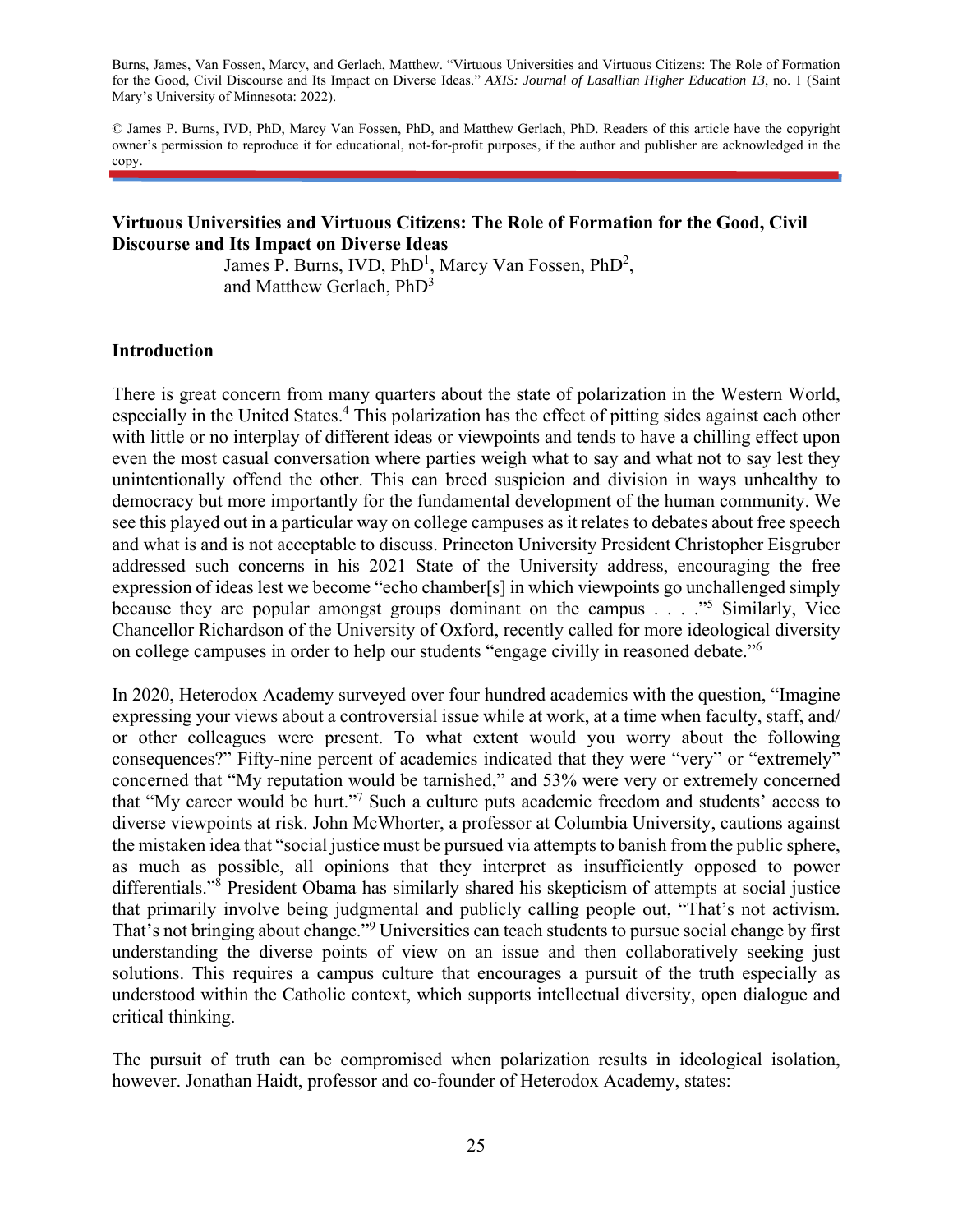Burns, James, Van Fossen, Marcy, and Gerlach, Matthew. "Virtuous Universities and Virtuous Citizens: The Role of Formation for the Good, Civil Discourse and Its Impact on Diverse Ideas." *AXIS: Journal of Lasallian Higher Education 13*, no. 1 (Saint Mary's University of Minnesota: 2022).

© James P. Burns, IVD, PhD, Marcy Van Fossen, PhD, and Matthew Gerlach, PhD. Readers of this article have the copyright owner's permission to reproduce it for educational, not-for-profit purposes, if the author and publisher are acknowledged in the copy.

# Virtuous Universities and Virtuous Citizens: The Role of Formation for the Good, Civil Discourse and Its Impact on Diverse Ideas

James P. Burns, IVD, PhD[1], Marcy Van Fossen, PhD[2], and Matthew Gerlach, PhD[3]

## Introduction

There is great concern from many quarters about the state of polarization in the Western World, especially in the United States.[4] This polarization has the effect of pitting sides against each other with little or no interplay of different ideas or viewpoints and tends to have a chilling effect upon even the most casual conversation where parties weigh what to say and what not to say lest they unintentionally offend the other. This can breed suspicion and division in ways unhealthy to democracy but more importantly for the fundamental development of the human community. We see this played out in a particular way on college campuses as it relates to debates about free speech and what is and is not acceptable to discuss. Princeton University President Christopher Eisgruber addressed such concerns in his 2021 State of the University address, encouraging the free expression of ideas lest we become "echo chamber[s] in which viewpoints go unchallenged simply because they are popular amongst groups dominant on the campus . . . ."[5] Similarly, Vice Chancellor Richardson of the University of Oxford, recently called for more ideological diversity on college campuses in order to help our students "engage civilly in reasoned debate."[6]

In 2020, Heterodox Academy surveyed over four hundred academics with the question, "Imagine expressing your views about a controversial issue while at work, at a time when faculty, staff, and/ or other colleagues were present. To what extent would you worry about the following consequences?" Fifty-nine percent of academics indicated that they were "very" or "extremely" concerned that "My reputation would be tarnished," and 53% were very or extremely concerned that "My career would be hurt."[7] Such a culture puts academic freedom and students' access to diverse viewpoints at risk. John McWhorter, a professor at Columbia University, cautions against the mistaken idea that "social justice must be pursued via attempts to banish from the public sphere, as much as possible, all opinions that they interpret as insufficiently opposed to power differentials."[8] President Obama has similarly shared his skepticism of attempts at social justice that primarily involve being judgmental and publicly calling people out, "That's not activism. That's not bringing about change."[9] Universities can teach students to pursue social change by first understanding the diverse points of view on an issue and then collaboratively seeking just solutions. This requires a campus culture that encourages a pursuit of the truth especially as understood within the Catholic context, which supports intellectual diversity, open dialogue and critical thinking.

The pursuit of truth can be compromised when polarization results in ideological isolation, however. Jonathan Haidt, professor and co-founder of Heterodox Academy, states: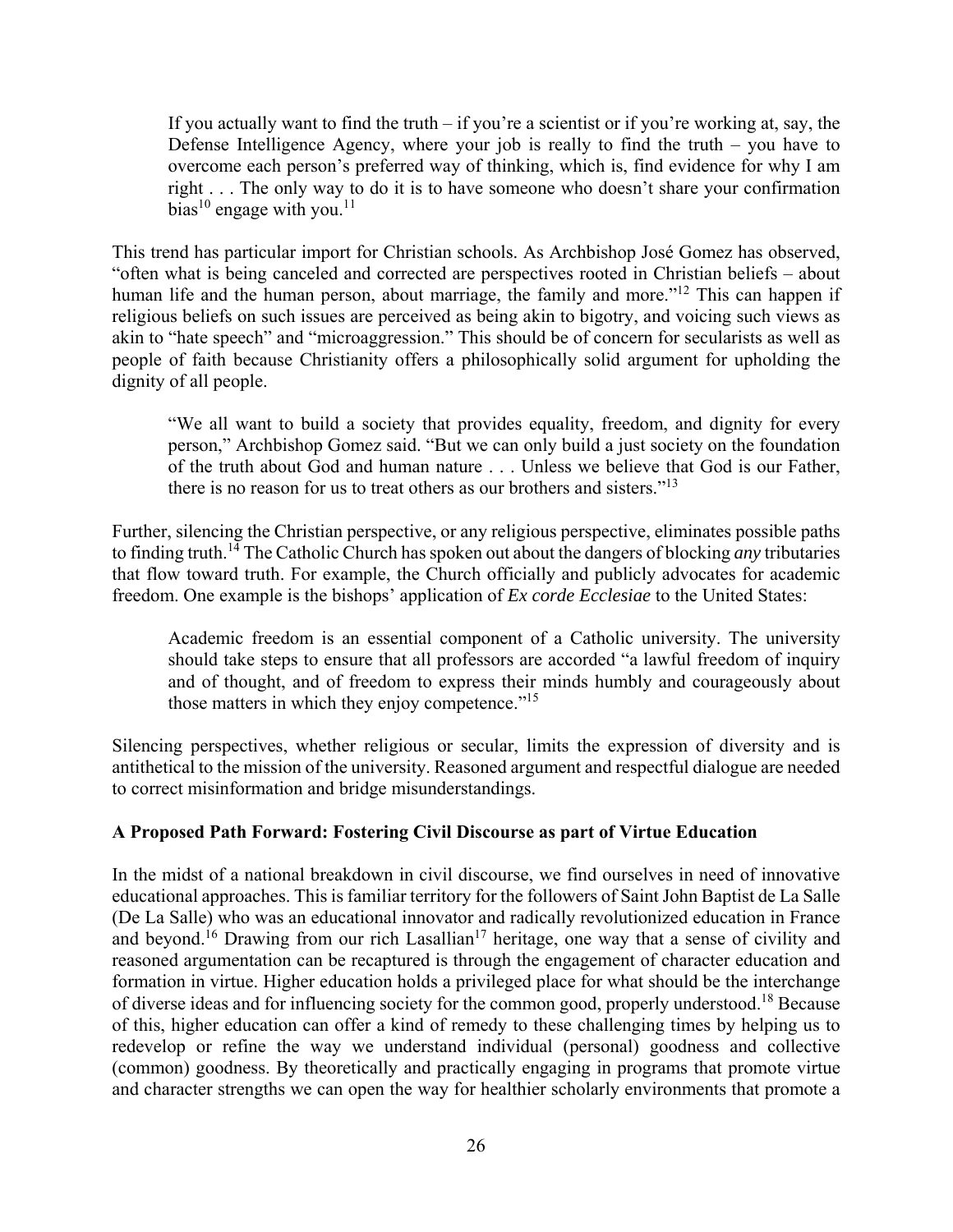> If you actually want to find the truth – if you're a scientist or if you're working at, say, the Defense Intelligence Agency, where your job is really to find the truth – you have to overcome each person's preferred way of thinking, which is, find evidence for why I am right . . . The only way to do it is to have someone who doesn't share your confirmation bias[10] engage with you.[11]

This trend has particular import for Christian schools. As Archbishop José Gomez has observed, "often what is being canceled and corrected are perspectives rooted in Christian beliefs – about human life and the human person, about marriage, the family and more."[12] This can happen if religious beliefs on such issues are perceived as being akin to bigotry, and voicing such views as akin to "hate speech" and "microaggression." This should be of concern for secularists as well as people of faith because Christianity offers a philosophically solid argument for upholding the dignity of all people.

> "We all want to build a society that provides equality, freedom, and dignity for every person," Archbishop Gomez said. "But we can only build a just society on the foundation of the truth about God and human nature . . . Unless we believe that God is our Father, there is no reason for us to treat others as our brothers and sisters."[13]

Further, silencing the Christian perspective, or any religious perspective, eliminates possible paths to finding truth.[14] The Catholic Church has spoken out about the dangers of blocking *any* tributaries that flow toward truth. For example, the Church officially and publicly advocates for academic freedom. One example is the bishops' application of *Ex corde Ecclesiae* to the United States:

> Academic freedom is an essential component of a Catholic university. The university should take steps to ensure that all professors are accorded "a lawful freedom of inquiry and of thought, and of freedom to express their minds humbly and courageously about those matters in which they enjoy competence."[15]

Silencing perspectives, whether religious or secular, limits the expression of diversity and is antithetical to the mission of the university. Reasoned argument and respectful dialogue are needed to correct misinformation and bridge misunderstandings.

**A Proposed Path Forward: Fostering Civil Discourse as part of Virtue Education**

In the midst of a national breakdown in civil discourse, we find ourselves in need of innovative educational approaches. This is familiar territory for the followers of Saint John Baptist de La Salle (De La Salle) who was an educational innovator and radically revolutionized education in France and beyond.[16] Drawing from our rich Lasallian[17] heritage, one way that a sense of civility and reasoned argumentation can be recaptured is through the engagement of character education and formation in virtue. Higher education holds a privileged place for what should be the interchange of diverse ideas and for influencing society for the common good, properly understood.[18] Because of this, higher education can offer a kind of remedy to these challenging times by helping us to redevelop or refine the way we understand individual (personal) goodness and collective (common) goodness. By theoretically and practically engaging in programs that promote virtue and character strengths we can open the way for healthier scholarly environments that promote a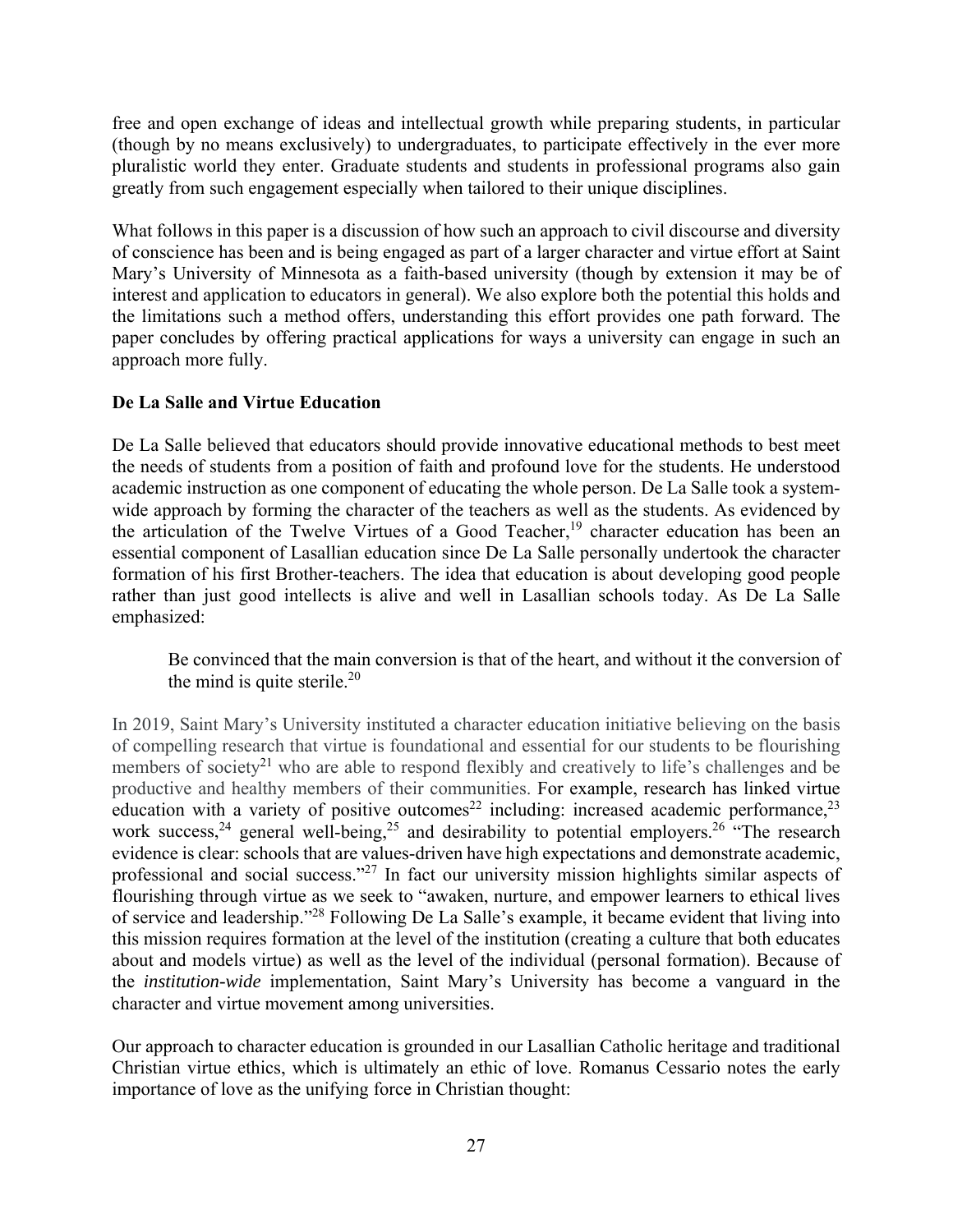free and open exchange of ideas and intellectual growth while preparing students, in particular (though by no means exclusively) to undergraduates, to participate effectively in the ever more pluralistic world they enter. Graduate students and students in professional programs also gain greatly from such engagement especially when tailored to their unique disciplines.

What follows in this paper is a discussion of how such an approach to civil discourse and diversity of conscience has been and is being engaged as part of a larger character and virtue effort at Saint Mary's University of Minnesota as a faith-based university (though by extension it may be of interest and application to educators in general). We also explore both the potential this holds and the limitations such a method offers, understanding this effort provides one path forward. The paper concludes by offering practical applications for ways a university can engage in such an approach more fully.

**De La Salle and Virtue Education**

De La Salle believed that educators should provide innovative educational methods to best meet the needs of students from a position of faith and profound love for the students. He understood academic instruction as one component of educating the whole person. De La Salle took a system-wide approach by forming the character of the teachers as well as the students. As evidenced by the articulation of the Twelve Virtues of a Good Teacher,[19] character education has been an essential component of Lasallian education since De La Salle personally undertook the character formation of his first Brother-teachers. The idea that education is about developing good people rather than just good intellects is alive and well in Lasallian schools today. As De La Salle emphasized:

> Be convinced that the main conversion is that of the heart, and without it the conversion of the mind is quite sterile.[20]

In 2019, Saint Mary's University instituted a character education initiative believing on the basis of compelling research that virtue is foundational and essential for our students to be flourishing members of society[21] who are able to respond flexibly and creatively to life's challenges and be productive and healthy members of their communities. For example, research has linked virtue education with a variety of positive outcomes[22] including: increased academic performance,[23] work success,[24] general well-being,[25] and desirability to potential employers.[26] "The research evidence is clear: schools that are values-driven have high expectations and demonstrate academic, professional and social success."[27] In fact our university mission highlights similar aspects of flourishing through virtue as we seek to "awaken, nurture, and empower learners to ethical lives of service and leadership."[28] Following De La Salle's example, it became evident that living into this mission requires formation at the level of the institution (creating a culture that both educates about and models virtue) as well as the level of the individual (personal formation). Because of the *institution-wide* implementation, Saint Mary's University has become a vanguard in the character and virtue movement among universities.

Our approach to character education is grounded in our Lasallian Catholic heritage and traditional Christian virtue ethics, which is ultimately an ethic of love. Romanus Cessario notes the early importance of love as the unifying force in Christian thought: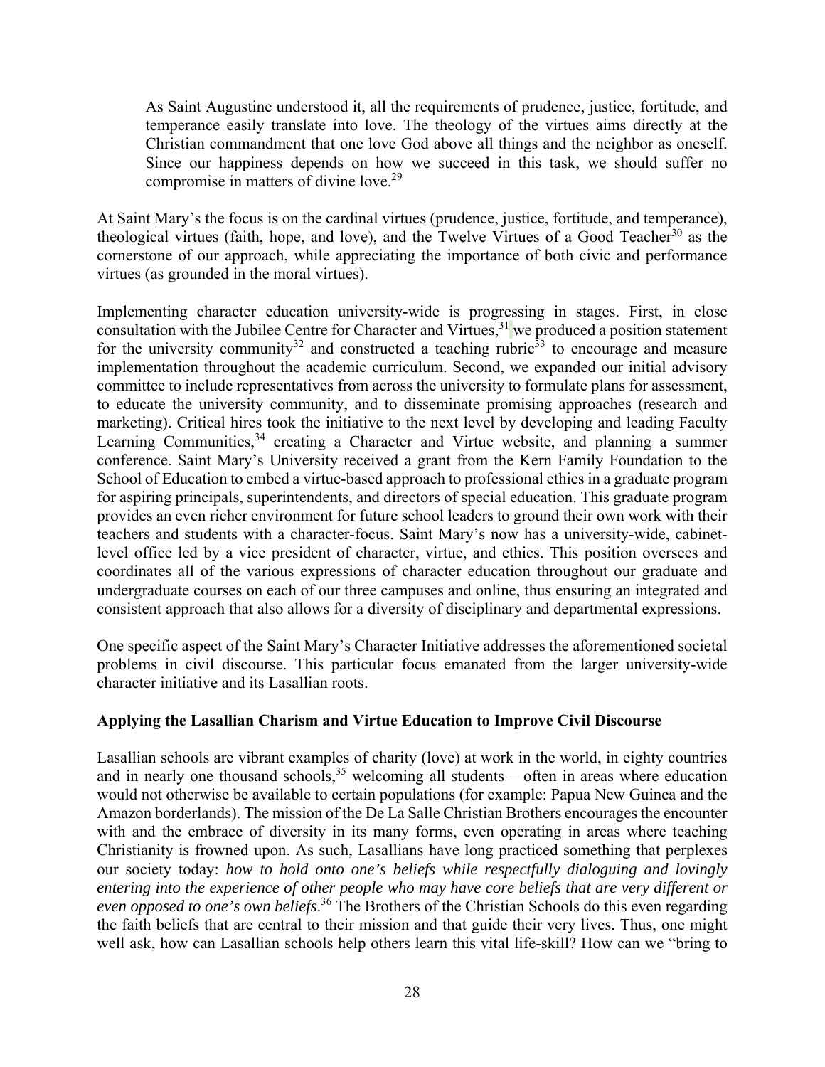> As Saint Augustine understood it, all the requirements of prudence, justice, fortitude, and temperance easily translate into love. The theology of the virtues aims directly at the Christian commandment that one love God above all things and the neighbor as oneself. Since our happiness depends on how we succeed in this task, we should suffer no compromise in matters of divine love.[29]

At Saint Mary's the focus is on the cardinal virtues (prudence, justice, fortitude, and temperance), theological virtues (faith, hope, and love), and the Twelve Virtues of a Good Teacher[30] as the cornerstone of our approach, while appreciating the importance of both civic and performance virtues (as grounded in the moral virtues).

Implementing character education university-wide is progressing in stages. First, in close consultation with the Jubilee Centre for Character and Virtues,[31] we produced a position statement for the university community[32] and constructed a teaching rubric[33] to encourage and measure implementation throughout the academic curriculum. Second, we expanded our initial advisory committee to include representatives from across the university to formulate plans for assessment, to educate the university community, and to disseminate promising approaches (research and marketing). Critical hires took the initiative to the next level by developing and leading Faculty Learning Communities,[34] creating a Character and Virtue website, and planning a summer conference. Saint Mary's University received a grant from the Kern Family Foundation to the School of Education to embed a virtue-based approach to professional ethics in a graduate program for aspiring principals, superintendents, and directors of special education. This graduate program provides an even richer environment for future school leaders to ground their own work with their teachers and students with a character-focus. Saint Mary's now has a university-wide, cabinet-level office led by a vice president of character, virtue, and ethics. This position oversees and coordinates all of the various expressions of character education throughout our graduate and undergraduate courses on each of our three campuses and online, thus ensuring an integrated and consistent approach that also allows for a diversity of disciplinary and departmental expressions.

One specific aspect of the Saint Mary's Character Initiative addresses the aforementioned societal problems in civil discourse. This particular focus emanated from the larger university-wide character initiative and its Lasallian roots.

**Applying the Lasallian Charism and Virtue Education to Improve Civil Discourse**

Lasallian schools are vibrant examples of charity (love) at work in the world, in eighty countries and in nearly one thousand schools,[35] welcoming all students – often in areas where education would not otherwise be available to certain populations (for example: Papua New Guinea and the Amazon borderlands). The mission of the De La Salle Christian Brothers encourages the encounter with and the embrace of diversity in its many forms, even operating in areas where teaching Christianity is frowned upon. As such, Lasallians have long practiced something that perplexes our society today: *how to hold onto one's beliefs while respectfully dialoguing and lovingly entering into the experience of other people who may have core beliefs that are very different or even opposed to one's own beliefs*.[36] The Brothers of the Christian Schools do this even regarding the faith beliefs that are central to their mission and that guide their very lives. Thus, one might well ask, how can Lasallian schools help others learn this vital life-skill? How can we "bring to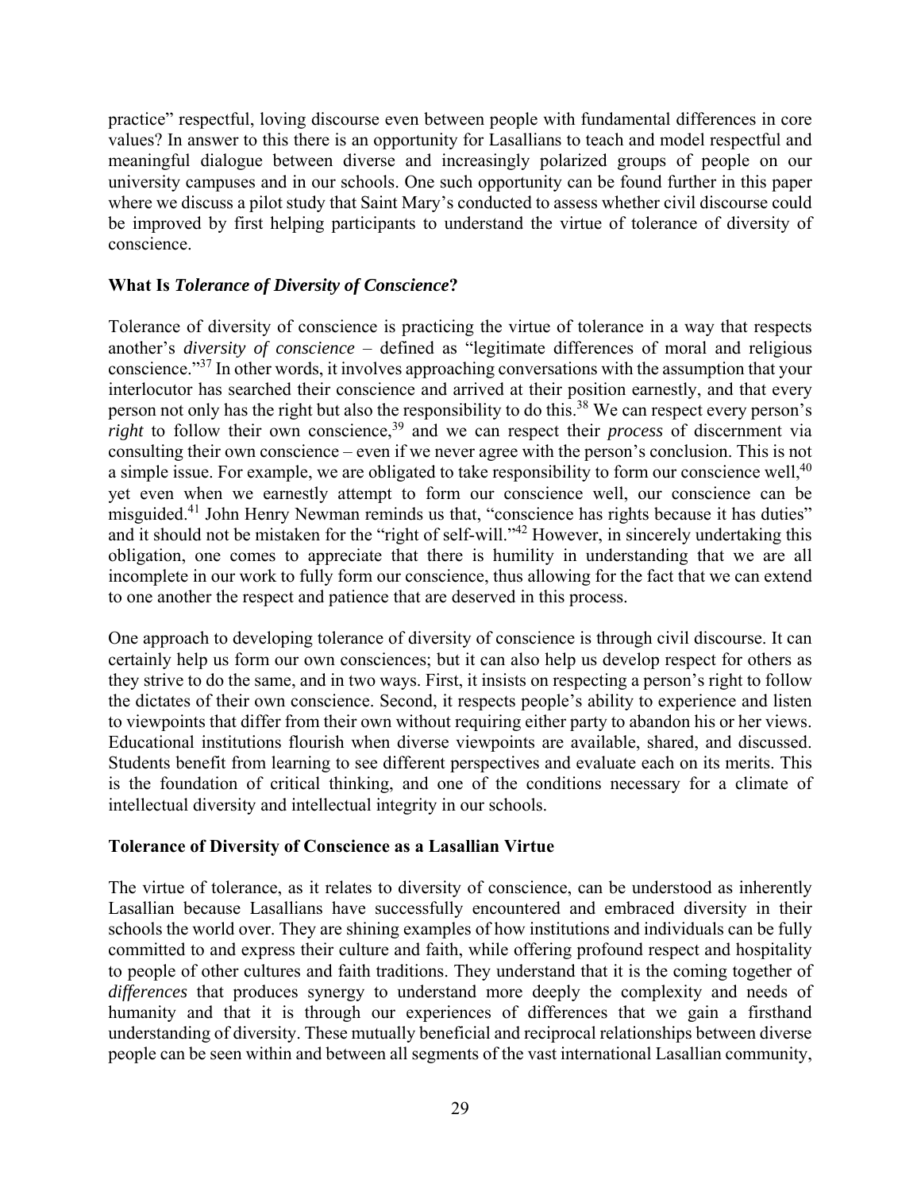practice" respectful, loving discourse even between people with fundamental differences in core values? In answer to this there is an opportunity for Lasallians to teach and model respectful and meaningful dialogue between diverse and increasingly polarized groups of people on our university campuses and in our schools. One such opportunity can be found further in this paper where we discuss a pilot study that Saint Mary's conducted to assess whether civil discourse could be improved by first helping participants to understand the virtue of tolerance of diversity of conscience.

**What Is *Tolerance of Diversity of Conscience*?**

Tolerance of diversity of conscience is practicing the virtue of tolerance in a way that respects another's *diversity of conscience* – defined as "legitimate differences of moral and religious conscience."[37] In other words, it involves approaching conversations with the assumption that your interlocutor has searched their conscience and arrived at their position earnestly, and that every person not only has the right but also the responsibility to do this.[38] We can respect every person's *right* to follow their own conscience,[39] and we can respect their *process* of discernment via consulting their own conscience – even if we never agree with the person's conclusion. This is not a simple issue. For example, we are obligated to take responsibility to form our conscience well,[40] yet even when we earnestly attempt to form our conscience well, our conscience can be misguided.[41] John Henry Newman reminds us that, "conscience has rights because it has duties" and it should not be mistaken for the "right of self-will."[42] However, in sincerely undertaking this obligation, one comes to appreciate that there is humility in understanding that we are all incomplete in our work to fully form our conscience, thus allowing for the fact that we can extend to one another the respect and patience that are deserved in this process.

One approach to developing tolerance of diversity of conscience is through civil discourse. It can certainly help us form our own consciences; but it can also help us develop respect for others as they strive to do the same, and in two ways. First, it insists on respecting a person's right to follow the dictates of their own conscience. Second, it respects people's ability to experience and listen to viewpoints that differ from their own without requiring either party to abandon his or her views. Educational institutions flourish when diverse viewpoints are available, shared, and discussed. Students benefit from learning to see different perspectives and evaluate each on its merits. This is the foundation of critical thinking, and one of the conditions necessary for a climate of intellectual diversity and intellectual integrity in our schools.

**Tolerance of Diversity of Conscience as a Lasallian Virtue**

The virtue of tolerance, as it relates to diversity of conscience, can be understood as inherently Lasallian because Lasallians have successfully encountered and embraced diversity in their schools the world over. They are shining examples of how institutions and individuals can be fully committed to and express their culture and faith, while offering profound respect and hospitality to people of other cultures and faith traditions. They understand that it is the coming together of *differences* that produces synergy to understand more deeply the complexity and needs of humanity and that it is through our experiences of differences that we gain a firsthand understanding of diversity. These mutually beneficial and reciprocal relationships between diverse people can be seen within and between all segments of the vast international Lasallian community,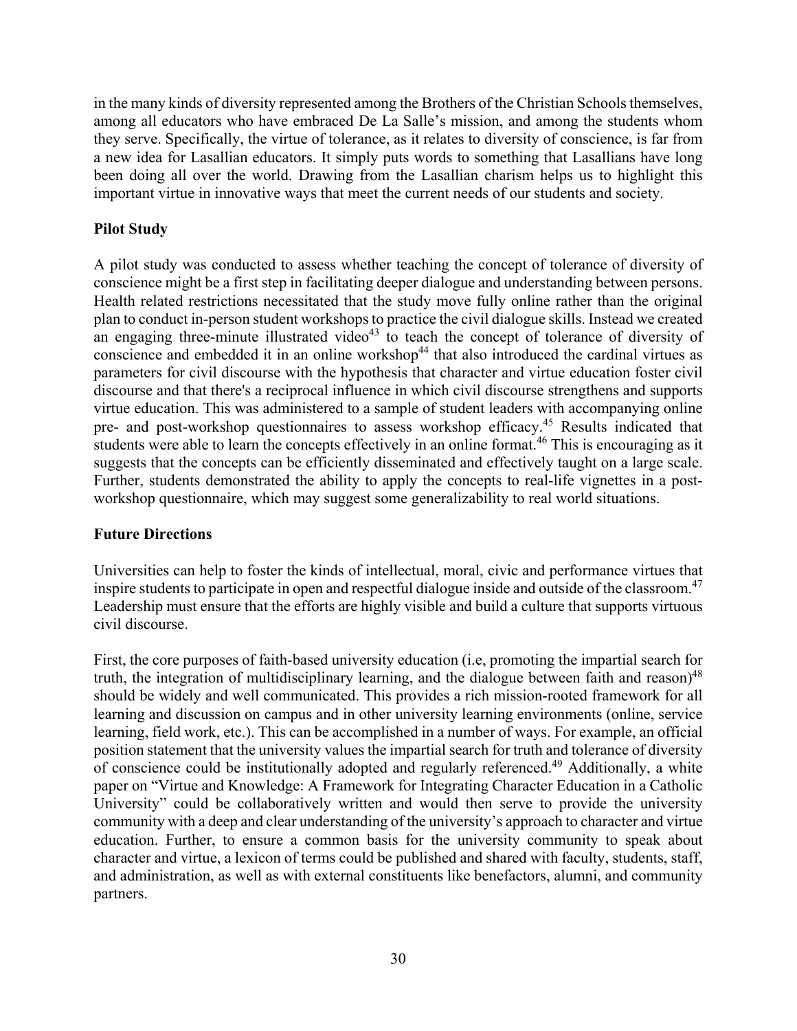in the many kinds of diversity represented among the Brothers of the Christian Schools themselves, among all educators who have embraced De La Salle's mission, and among the students whom they serve. Specifically, the virtue of tolerance, as it relates to diversity of conscience, is far from a new idea for Lasallian educators. It simply puts words to something that Lasallians have long been doing all over the world. Drawing from the Lasallian charism helps us to highlight this important virtue in innovative ways that meet the current needs of our students and society.

**Pilot Study**

A pilot study was conducted to assess whether teaching the concept of tolerance of diversity of conscience might be a first step in facilitating deeper dialogue and understanding between persons. Health related restrictions necessitated that the study move fully online rather than the original plan to conduct in-person student workshops to practice the civil dialogue skills. Instead we created an engaging three-minute illustrated video[43] to teach the concept of tolerance of diversity of conscience and embedded it in an online workshop[44] that also introduced the cardinal virtues as parameters for civil discourse with the hypothesis that character and virtue education foster civil discourse and that there's a reciprocal influence in which civil discourse strengthens and supports virtue education. This was administered to a sample of student leaders with accompanying online pre- and post-workshop questionnaires to assess workshop efficacy.[45] Results indicated that students were able to learn the concepts effectively in an online format.[46] This is encouraging as it suggests that the concepts can be efficiently disseminated and effectively taught on a large scale. Further, students demonstrated the ability to apply the concepts to real-life vignettes in a post-workshop questionnaire, which may suggest some generalizability to real world situations.

**Future Directions**

Universities can help to foster the kinds of intellectual, moral, civic and performance virtues that inspire students to participate in open and respectful dialogue inside and outside of the classroom.[47] Leadership must ensure that the efforts are highly visible and build a culture that supports virtuous civil discourse.

First, the core purposes of faith-based university education (i.e, promoting the impartial search for truth, the integration of multidisciplinary learning, and the dialogue between faith and reason)[48] should be widely and well communicated. This provides a rich mission-rooted framework for all learning and discussion on campus and in other university learning environments (online, service learning, field work, etc.). This can be accomplished in a number of ways. For example, an official position statement that the university values the impartial search for truth and tolerance of diversity of conscience could be institutionally adopted and regularly referenced.[49] Additionally, a white paper on "Virtue and Knowledge: A Framework for Integrating Character Education in a Catholic University" could be collaboratively written and would then serve to provide the university community with a deep and clear understanding of the university's approach to character and virtue education. Further, to ensure a common basis for the university community to speak about character and virtue, a lexicon of terms could be published and shared with faculty, students, staff, and administration, as well as with external constituents like benefactors, alumni, and community partners.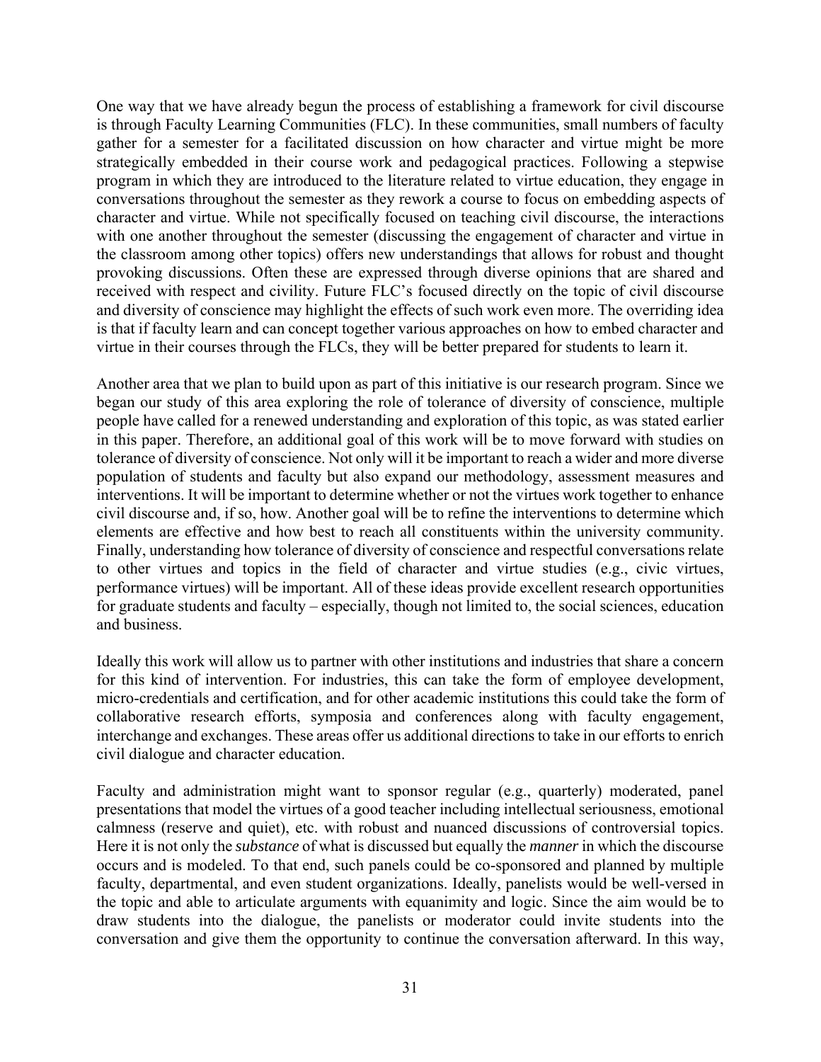One way that we have already begun the process of establishing a framework for civil discourse is through Faculty Learning Communities (FLC). In these communities, small numbers of faculty gather for a semester for a facilitated discussion on how character and virtue might be more strategically embedded in their course work and pedagogical practices. Following a stepwise program in which they are introduced to the literature related to virtue education, they engage in conversations throughout the semester as they rework a course to focus on embedding aspects of character and virtue. While not specifically focused on teaching civil discourse, the interactions with one another throughout the semester (discussing the engagement of character and virtue in the classroom among other topics) offers new understandings that allows for robust and thought provoking discussions. Often these are expressed through diverse opinions that are shared and received with respect and civility. Future FLC's focused directly on the topic of civil discourse and diversity of conscience may highlight the effects of such work even more. The overriding idea is that if faculty learn and can concept together various approaches on how to embed character and virtue in their courses through the FLCs, they will be better prepared for students to learn it.

Another area that we plan to build upon as part of this initiative is our research program. Since we began our study of this area exploring the role of tolerance of diversity of conscience, multiple people have called for a renewed understanding and exploration of this topic, as was stated earlier in this paper. Therefore, an additional goal of this work will be to move forward with studies on tolerance of diversity of conscience. Not only will it be important to reach a wider and more diverse population of students and faculty but also expand our methodology, assessment measures and interventions. It will be important to determine whether or not the virtues work together to enhance civil discourse and, if so, how. Another goal will be to refine the interventions to determine which elements are effective and how best to reach all constituents within the university community. Finally, understanding how tolerance of diversity of conscience and respectful conversations relate to other virtues and topics in the field of character and virtue studies (e.g., civic virtues, performance virtues) will be important. All of these ideas provide excellent research opportunities for graduate students and faculty – especially, though not limited to, the social sciences, education and business.

Ideally this work will allow us to partner with other institutions and industries that share a concern for this kind of intervention. For industries, this can take the form of employee development, micro-credentials and certification, and for other academic institutions this could take the form of collaborative research efforts, symposia and conferences along with faculty engagement, interchange and exchanges. These areas offer us additional directions to take in our efforts to enrich civil dialogue and character education.

Faculty and administration might want to sponsor regular (e.g., quarterly) moderated, panel presentations that model the virtues of a good teacher including intellectual seriousness, emotional calmness (reserve and quiet), etc. with robust and nuanced discussions of controversial topics. Here it is not only the *substance* of what is discussed but equally the *manner* in which the discourse occurs and is modeled. To that end, such panels could be co-sponsored and planned by multiple faculty, departmental, and even student organizations. Ideally, panelists would be well-versed in the topic and able to articulate arguments with equanimity and logic. Since the aim would be to draw students into the dialogue, the panelists or moderator could invite students into the conversation and give them the opportunity to continue the conversation afterward. In this way,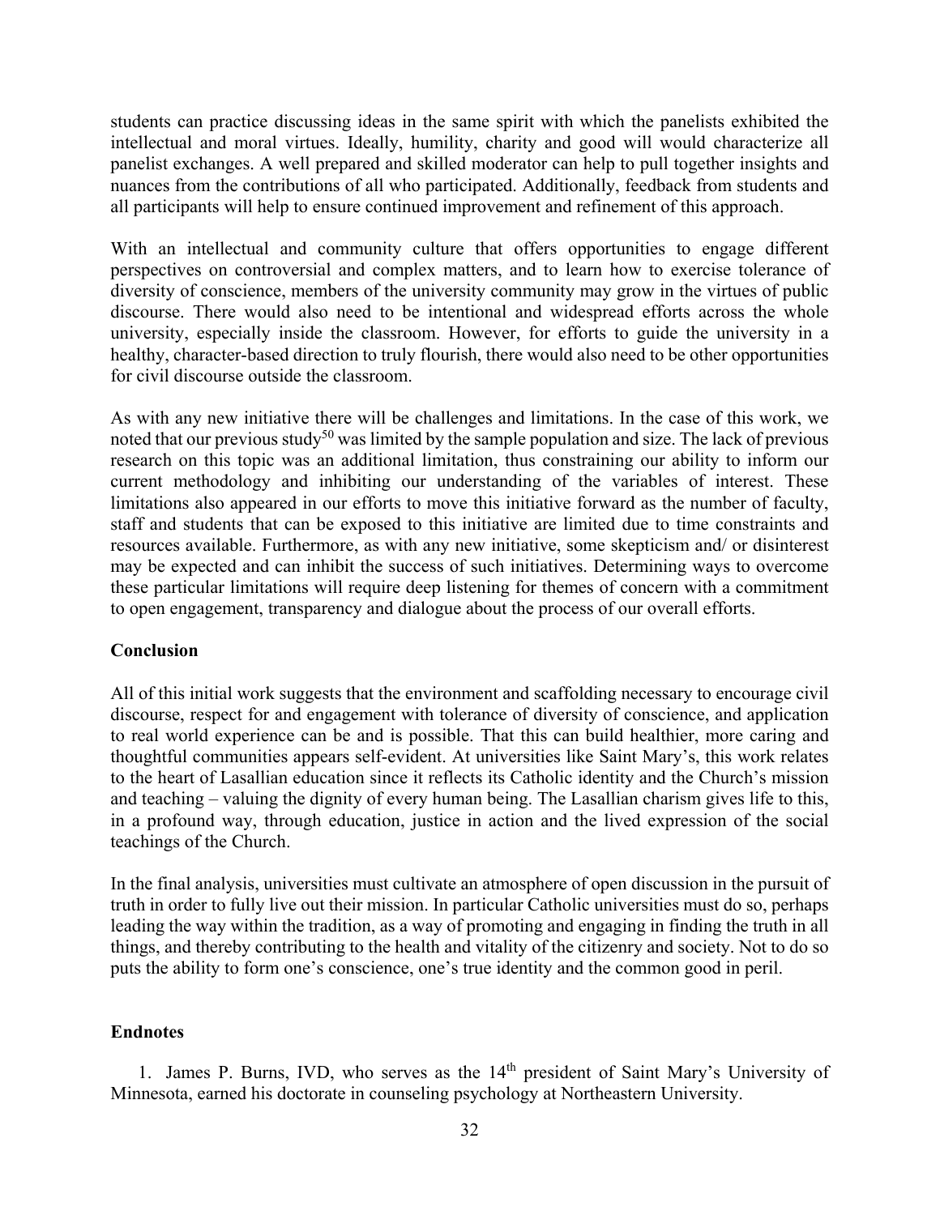students can practice discussing ideas in the same spirit with which the panelists exhibited the intellectual and moral virtues. Ideally, humility, charity and good will would characterize all panelist exchanges. A well prepared and skilled moderator can help to pull together insights and nuances from the contributions of all who participated. Additionally, feedback from students and all participants will help to ensure continued improvement and refinement of this approach.

With an intellectual and community culture that offers opportunities to engage different perspectives on controversial and complex matters, and to learn how to exercise tolerance of diversity of conscience, members of the university community may grow in the virtues of public discourse. There would also need to be intentional and widespread efforts across the whole university, especially inside the classroom. However, for efforts to guide the university in a healthy, character-based direction to truly flourish, there would also need to be other opportunities for civil discourse outside the classroom.

As with any new initiative there will be challenges and limitations. In the case of this work, we noted that our previous study[50] was limited by the sample population and size. The lack of previous research on this topic was an additional limitation, thus constraining our ability to inform our current methodology and inhibiting our understanding of the variables of interest. These limitations also appeared in our efforts to move this initiative forward as the number of faculty, staff and students that can be exposed to this initiative are limited due to time constraints and resources available. Furthermore, as with any new initiative, some skepticism and/ or disinterest may be expected and can inhibit the success of such initiatives. Determining ways to overcome these particular limitations will require deep listening for themes of concern with a commitment to open engagement, transparency and dialogue about the process of our overall efforts.

## Conclusion

All of this initial work suggests that the environment and scaffolding necessary to encourage civil discourse, respect for and engagement with tolerance of diversity of conscience, and application to real world experience can be and is possible. That this can build healthier, more caring and thoughtful communities appears self-evident. At universities like Saint Mary's, this work relates to the heart of Lasallian education since it reflects its Catholic identity and the Church's mission and teaching – valuing the dignity of every human being. The Lasallian charism gives life to this, in a profound way, through education, justice in action and the lived expression of the social teachings of the Church.

In the final analysis, universities must cultivate an atmosphere of open discussion in the pursuit of truth in order to fully live out their mission. In particular Catholic universities must do so, perhaps leading the way within the tradition, as a way of promoting and engaging in finding the truth in all things, and thereby contributing to the health and vitality of the citizenry and society. Not to do so puts the ability to form one's conscience, one's true identity and the common good in peril.

## Endnotes

1. James P. Burns, IVD, who serves as the 14th president of Saint Mary's University of Minnesota, earned his doctorate in counseling psychology at Northeastern University.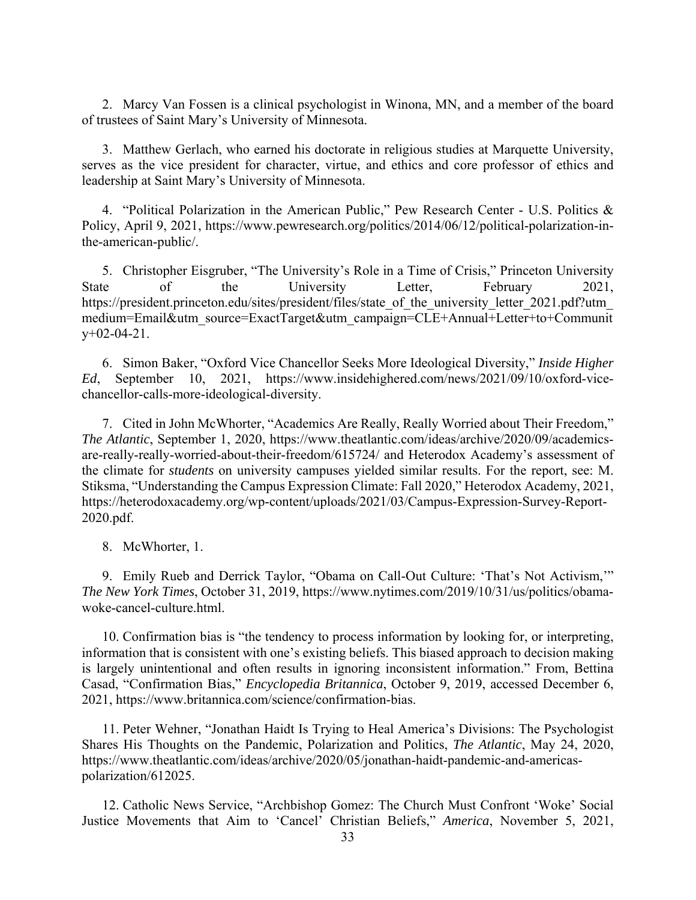2. Marcy Van Fossen is a clinical psychologist in Winona, MN, and a member of the board of trustees of Saint Mary's University of Minnesota.

3. Matthew Gerlach, who earned his doctorate in religious studies at Marquette University, serves as the vice president for character, virtue, and ethics and core professor of ethics and leadership at Saint Mary's University of Minnesota.

4. "Political Polarization in the American Public," Pew Research Center - U.S. Politics & Policy, April 9, 2021, https://www.pewresearch.org/politics/2014/06/12/political-polarization-in-the-american-public/.

5. Christopher Eisgruber, "The University's Role in a Time of Crisis," Princeton University State of the University Letter, February 2021, https://president.princeton.edu/sites/president/files/state_of_the_university_letter_2021.pdf?utm_medium=Email&utm_source=ExactTarget&utm_campaign=CLE+Annual+Letter+to+Community+02-04-21.

6. Simon Baker, "Oxford Vice Chancellor Seeks More Ideological Diversity," *Inside Higher Ed*, September 10, 2021, https://www.insidehighered.com/news/2021/09/10/oxford-vice-chancellor-calls-more-ideological-diversity.

7. Cited in John McWhorter, "Academics Are Really, Really Worried about Their Freedom," *The Atlantic*, September 1, 2020, https://www.theatlantic.com/ideas/archive/2020/09/academics-are-really-really-worried-about-their-freedom/615724/ and Heterodox Academy's assessment of the climate for *students* on university campuses yielded similar results. For the report, see: M. Stiksma, "Understanding the Campus Expression Climate: Fall 2020," Heterodox Academy, 2021, https://heterodoxacademy.org/wp-content/uploads/2021/03/Campus-Expression-Survey-Report-2020.pdf.

8. McWhorter, 1.

9. Emily Rueb and Derrick Taylor, "Obama on Call-Out Culture: 'That's Not Activism,'" *The New York Times*, October 31, 2019, https://www.nytimes.com/2019/10/31/us/politics/obama-woke-cancel-culture.html.

10. Confirmation bias is "the tendency to process information by looking for, or interpreting, information that is consistent with one's existing beliefs. This biased approach to decision making is largely unintentional and often results in ignoring inconsistent information." From, Bettina Casad, "Confirmation Bias," *Encyclopedia Britannica*, October 9, 2019, accessed December 6, 2021, https://www.britannica.com/science/confirmation-bias.

11. Peter Wehner, "Jonathan Haidt Is Trying to Heal America's Divisions: The Psychologist Shares His Thoughts on the Pandemic, Polarization and Politics, *The Atlantic*, May 24, 2020, https://www.theatlantic.com/ideas/archive/2020/05/jonathan-haidt-pandemic-and-americas-polarization/612025.

12. Catholic News Service, "Archbishop Gomez: The Church Must Confront 'Woke' Social Justice Movements that Aim to 'Cancel' Christian Beliefs," *America*, November 5, 2021,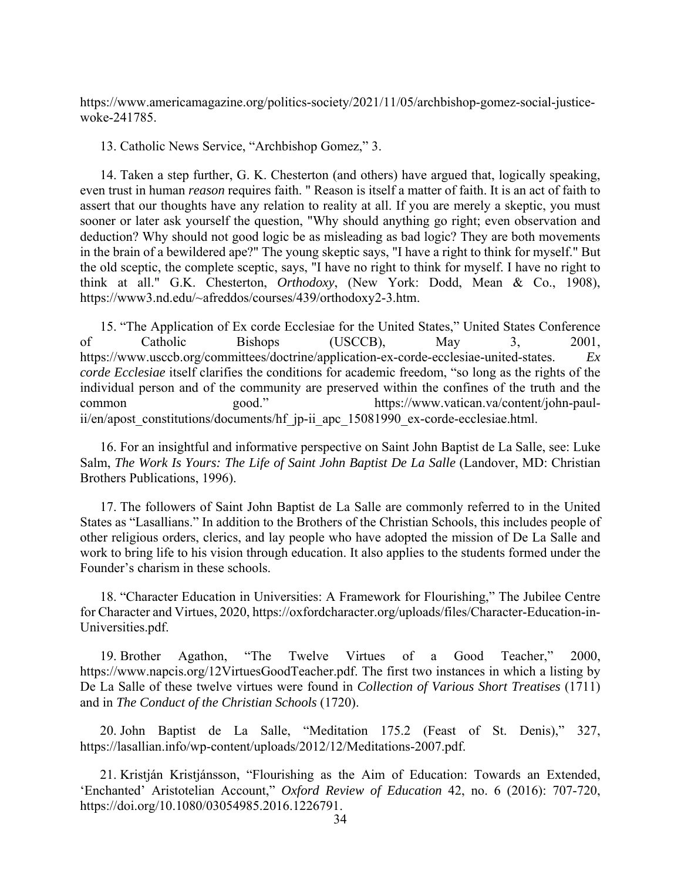https://www.americamagazine.org/politics-society/2021/11/05/archbishop-gomez-social-justice-woke-241785.

13. Catholic News Service, "Archbishop Gomez," 3.

14. Taken a step further, G. K. Chesterton (and others) have argued that, logically speaking, even trust in human *reason* requires faith. " Reason is itself a matter of faith. It is an act of faith to assert that our thoughts have any relation to reality at all. If you are merely a skeptic, you must sooner or later ask yourself the question, "Why should anything go right; even observation and deduction? Why should not good logic be as misleading as bad logic? They are both movements in the brain of a bewildered ape?" The young skeptic says, "I have a right to think for myself." But the old sceptic, the complete sceptic, says, "I have no right to think for myself. I have no right to think at all." G.K. Chesterton, *Orthodoxy*, (New York: Dodd, Mean & Co., 1908), https://www3.nd.edu/~afreddos/courses/439/orthodoxy2-3.htm.

15. "The Application of Ex corde Ecclesiae for the United States," United States Conference of Catholic Bishops (USCCB), May 3, 2001, https://www.usccb.org/committees/doctrine/application-ex-corde-ecclesiae-united-states. *Ex corde Ecclesiae* itself clarifies the conditions for academic freedom, "so long as the rights of the individual person and of the community are preserved within the confines of the truth and the common good." https://www.vatican.va/content/john-paul-ii/en/apost_constitutions/documents/hf_jp-ii_apc_15081990_ex-corde-ecclesiae.html.

16. For an insightful and informative perspective on Saint John Baptist de La Salle, see: Luke Salm, *The Work Is Yours: The Life of Saint John Baptist De La Salle* (Landover, MD: Christian Brothers Publications, 1996).

17. The followers of Saint John Baptist de La Salle are commonly referred to in the United States as "Lasallians." In addition to the Brothers of the Christian Schools, this includes people of other religious orders, clerics, and lay people who have adopted the mission of De La Salle and work to bring life to his vision through education. It also applies to the students formed under the Founder's charism in these schools.

18. "Character Education in Universities: A Framework for Flourishing," The Jubilee Centre for Character and Virtues, 2020, https://oxfordcharacter.org/uploads/files/Character-Education-in-Universities.pdf.

19. Brother Agathon, "The Twelve Virtues of a Good Teacher," 2000, https://www.napcis.org/12VirtuesGoodTeacher.pdf. The first two instances in which a listing by De La Salle of these twelve virtues were found in *Collection of Various Short Treatises* (1711) and in *The Conduct of the Christian Schools* (1720).

20. John Baptist de La Salle, "Meditation 175.2 (Feast of St. Denis)," 327, https://lasallian.info/wp-content/uploads/2012/12/Meditations-2007.pdf.

21. Kristján Kristjánsson, "Flourishing as the Aim of Education: Towards an Extended, 'Enchanted' Aristotelian Account," *Oxford Review of Education* 42, no. 6 (2016): 707-720, https://doi.org/10.1080/03054985.2016.1226791.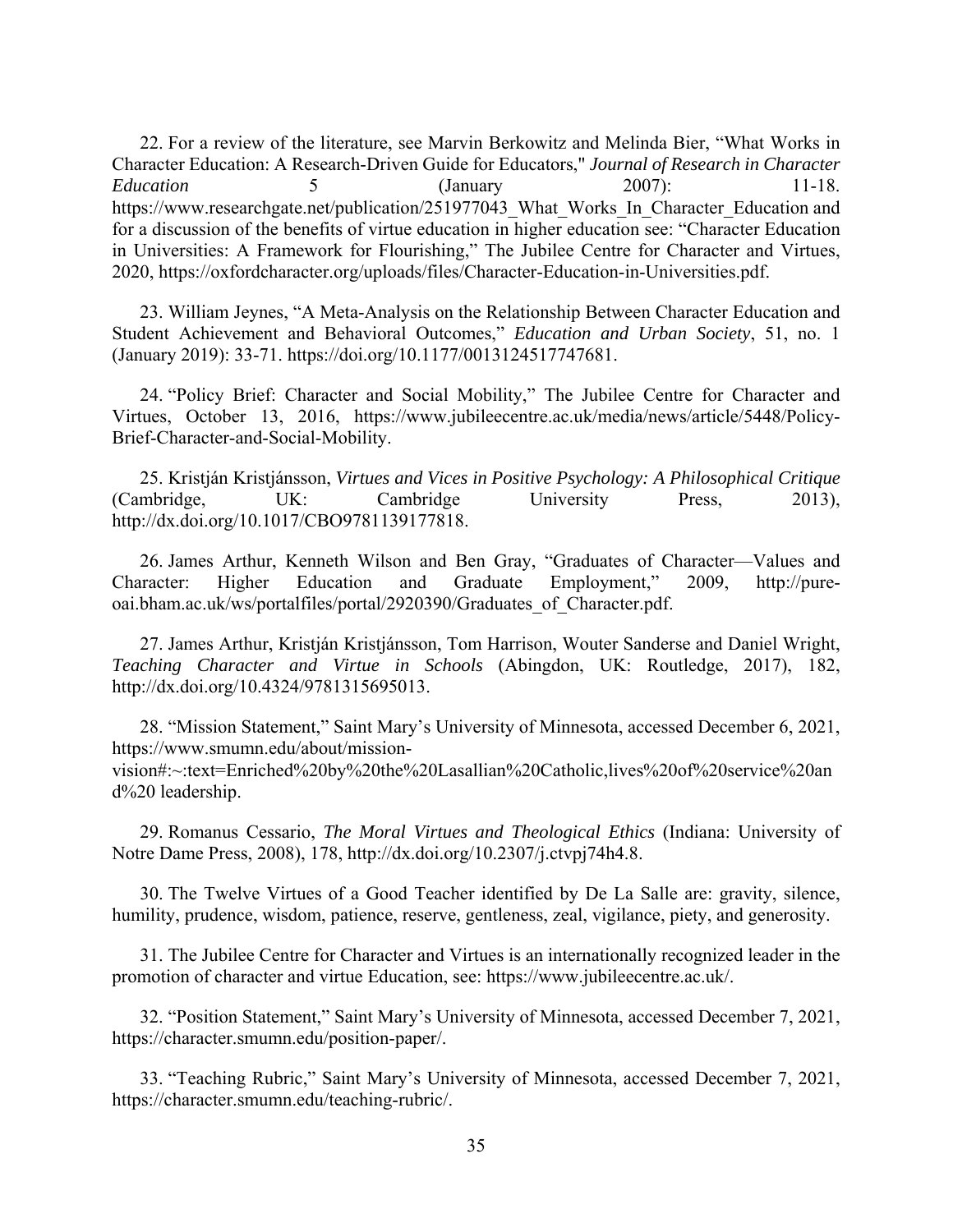22. For a review of the literature, see Marvin Berkowitz and Melinda Bier, “What Works in Character Education: A Research-Driven Guide for Educators," *Journal of Research in Character Education* 5 (January 2007): 11-18. https://www.researchgate.net/publication/251977043_What_Works_In_Character_Education and for a discussion of the benefits of virtue education in higher education see: “Character Education in Universities: A Framework for Flourishing,” The Jubilee Centre for Character and Virtues, 2020, https://oxfordcharacter.org/uploads/files/Character-Education-in-Universities.pdf.

23. William Jeynes, “A Meta-Analysis on the Relationship Between Character Education and Student Achievement and Behavioral Outcomes,” *Education and Urban Society*, 51, no. 1 (January 2019): 33-71. https://doi.org/10.1177/0013124517747681.

24. “Policy Brief: Character and Social Mobility,” The Jubilee Centre for Character and Virtues, October 13, 2016, https://www.jubileecentre.ac.uk/media/news/article/5448/Policy-Brief-Character-and-Social-Mobility.

25. Kristján Kristjánsson, *Virtues and Vices in Positive Psychology: A Philosophical Critique* (Cambridge, UK: Cambridge University Press, 2013), http://dx.doi.org/10.1017/CBO9781139177818.

26. James Arthur, Kenneth Wilson and Ben Gray, “Graduates of Character—Values and Character: Higher Education and Graduate Employment,” 2009, http://pure-oai.bham.ac.uk/ws/portalfiles/portal/2920390/Graduates_of_Character.pdf.

27. James Arthur, Kristján Kristjánsson, Tom Harrison, Wouter Sanderse and Daniel Wright, *Teaching Character and Virtue in Schools* (Abingdon, UK: Routledge, 2017), 182, http://dx.doi.org/10.4324/9781315695013.

28. “Mission Statement,” Saint Mary’s University of Minnesota, accessed December 6, 2021, https://www.smumn.edu/about/mission-vision#:~:text=Enriched%20by%20the%20Lasallian%20Catholic,lives%20of%20service%20and%20 leadership.

29. Romanus Cessario, *The Moral Virtues and Theological Ethics* (Indiana: University of Notre Dame Press, 2008), 178, http://dx.doi.org/10.2307/j.ctvpj74h4.8.

30. The Twelve Virtues of a Good Teacher identified by De La Salle are: gravity, silence, humility, prudence, wisdom, patience, reserve, gentleness, zeal, vigilance, piety, and generosity.

31. The Jubilee Centre for Character and Virtues is an internationally recognized leader in the promotion of character and virtue Education, see: https://www.jubileecentre.ac.uk/.

32. “Position Statement,” Saint Mary’s University of Minnesota, accessed December 7, 2021, https://character.smumn.edu/position-paper/.

33. “Teaching Rubric,” Saint Mary’s University of Minnesota, accessed December 7, 2021, https://character.smumn.edu/teaching-rubric/.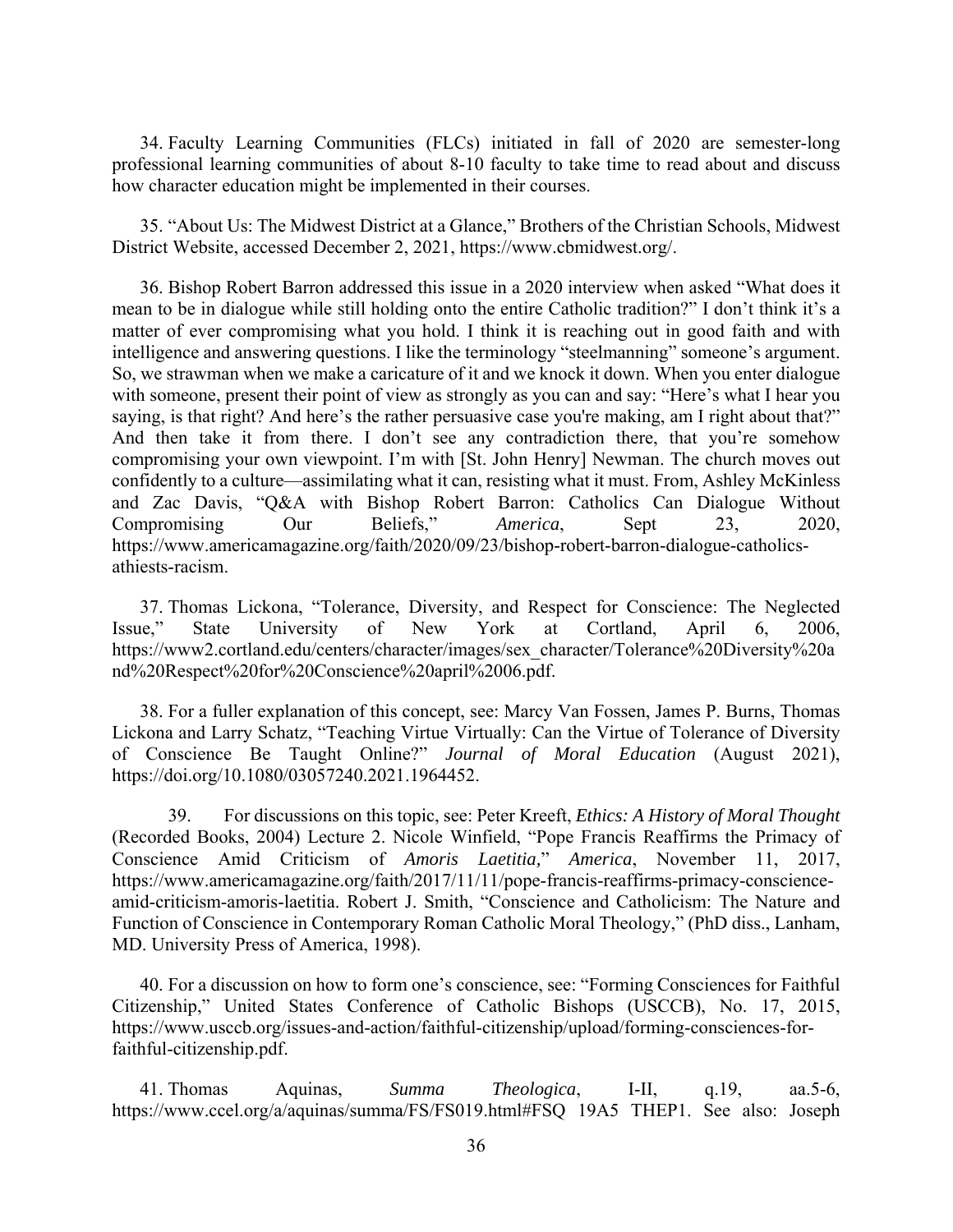34. Faculty Learning Communities (FLCs) initiated in fall of 2020 are semester-long professional learning communities of about 8-10 faculty to take time to read about and discuss how character education might be implemented in their courses.

35. "About Us: The Midwest District at a Glance," Brothers of the Christian Schools, Midwest District Website, accessed December 2, 2021, https://www.cbmidwest.org/.

36. Bishop Robert Barron addressed this issue in a 2020 interview when asked "What does it mean to be in dialogue while still holding onto the entire Catholic tradition?" I don't think it's a matter of ever compromising what you hold. I think it is reaching out in good faith and with intelligence and answering questions. I like the terminology "steelmanning" someone's argument. So, we strawman when we make a caricature of it and we knock it down. When you enter dialogue with someone, present their point of view as strongly as you can and say: "Here's what I hear you saying, is that right? And here's the rather persuasive case you're making, am I right about that?" And then take it from there. I don't see any contradiction there, that you're somehow compromising your own viewpoint. I'm with [St. John Henry] Newman. The church moves out confidently to a culture—assimilating what it can, resisting what it must. From, Ashley McKinless and Zac Davis, "Q&A with Bishop Robert Barron: Catholics Can Dialogue Without Compromising Our Beliefs," *America*, Sept 23, 2020, https://www.americamagazine.org/faith/2020/09/23/bishop-robert-barron-dialogue-catholics-athiests-racism.

37. Thomas Lickona, "Tolerance, Diversity, and Respect for Conscience: The Neglected Issue," State University of New York at Cortland, April 6, 2006, https://www2.cortland.edu/centers/character/images/sex_character/Tolerance%20Diversity%20and%20Respect%20for%20Conscience%20april%2006.pdf.

38. For a fuller explanation of this concept, see: Marcy Van Fossen, James P. Burns, Thomas Lickona and Larry Schatz, "Teaching Virtue Virtually: Can the Virtue of Tolerance of Diversity of Conscience Be Taught Online?" *Journal of Moral Education* (August 2021), https://doi.org/10.1080/03057240.2021.1964452.

39. For discussions on this topic, see: Peter Kreeft, *Ethics: A History of Moral Thought* (Recorded Books, 2004) Lecture 2. Nicole Winfield, "Pope Francis Reaffirms the Primacy of Conscience Amid Criticism of *Amoris Laetitia,*" *America*, November 11, 2017, https://www.americamagazine.org/faith/2017/11/11/pope-francis-reaffirms-primacy-conscience-amid-criticism-amoris-laetitia. Robert J. Smith, "Conscience and Catholicism: The Nature and Function of Conscience in Contemporary Roman Catholic Moral Theology," (PhD diss., Lanham, MD. University Press of America, 1998).

40. For a discussion on how to form one's conscience, see: "Forming Consciences for Faithful Citizenship," United States Conference of Catholic Bishops (USCCB), No. 17, 2015, https://www.usccb.org/issues-and-action/faithful-citizenship/upload/forming-consciences-for-faithful-citizenship.pdf.

41. Thomas Aquinas, *Summa Theologica*, I-II, q.19, aa.5-6, https://www.ccel.org/a/aquinas/summa/FS/FS019.html#FSQ 19A5 THEP1. See also: Joseph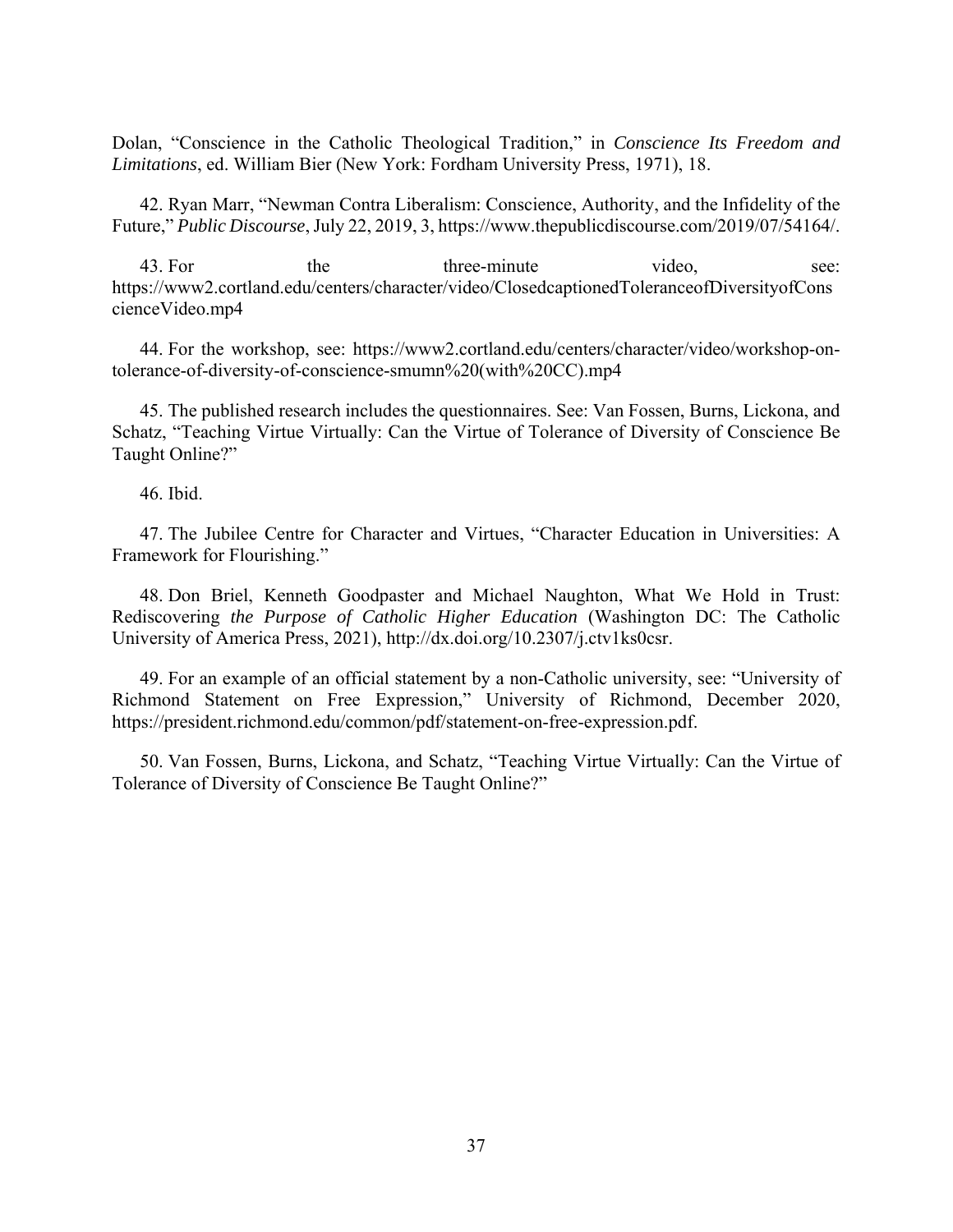Dolan, "Conscience in the Catholic Theological Tradition," in *Conscience Its Freedom and Limitations*, ed. William Bier (New York: Fordham University Press, 1971), 18.

42. Ryan Marr, "Newman Contra Liberalism: Conscience, Authority, and the Infidelity of the Future," *Public Discourse*, July 22, 2019, 3, https://www.thepublicdiscourse.com/2019/07/54164/.

43. For the three-minute video, see: https://www2.cortland.edu/centers/character/video/ClosedcaptionedToleranceofDiversityofConscienceVideo.mp4

44. For the workshop, see: https://www2.cortland.edu/centers/character/video/workshop-on-tolerance-of-diversity-of-conscience-smumn%20(with%20CC).mp4

45. The published research includes the questionnaires. See: Van Fossen, Burns, Lickona, and Schatz, "Teaching Virtue Virtually: Can the Virtue of Tolerance of Diversity of Conscience Be Taught Online?"

46. Ibid.

47. The Jubilee Centre for Character and Virtues, "Character Education in Universities: A Framework for Flourishing."

48. Don Briel, Kenneth Goodpaster and Michael Naughton, What We Hold in Trust: Rediscovering *the Purpose of Catholic Higher Education* (Washington DC: The Catholic University of America Press, 2021), http://dx.doi.org/10.2307/j.ctv1ks0csr.

49. For an example of an official statement by a non-Catholic university, see: "University of Richmond Statement on Free Expression," University of Richmond, December 2020, https://president.richmond.edu/common/pdf/statement-on-free-expression.pdf.

50. Van Fossen, Burns, Lickona, and Schatz, "Teaching Virtue Virtually: Can the Virtue of Tolerance of Diversity of Conscience Be Taught Online?"